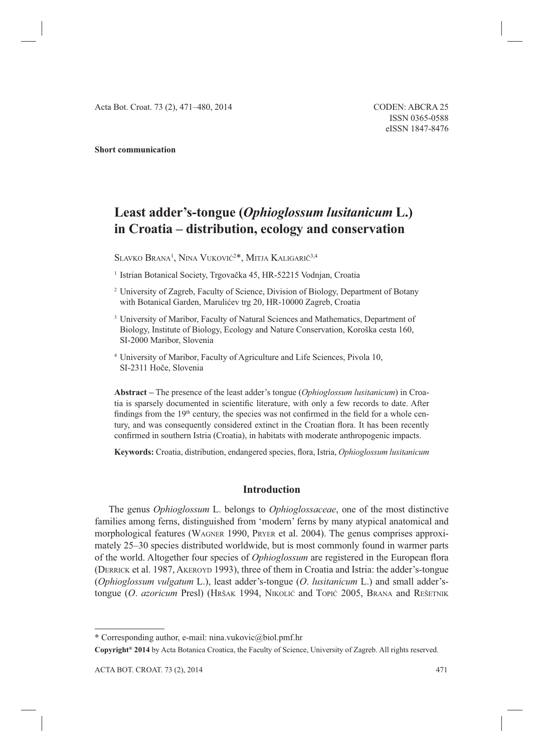**Short communication**

# Least adder's-tongue (*Ophioglossum lusitanicum* L.) in Croatia – distribution, ecology and conservation

Slavko Brana[1], Nina Vuković[2]*, Mitja Kaligarič[3,4]

[1] Istrian Botanical Society, Trgovačka 45, HR-52215 Vodnjan, Croatia

[2] University of Zagreb, Faculty of Science, Division of Biology, Department of Botany with Botanical Garden, Marulićev trg 20, HR-10000 Zagreb, Croatia

[3] University of Maribor, Faculty of Natural Sciences and Mathematics, Department of Biology, Institute of Biology, Ecology and Nature Conservation, Koroška cesta 160, SI-2000 Maribor, Slovenia

[4] University of Maribor, Faculty of Agriculture and Life Sciences, Pivola 10, SI-2311 Hoče, Slovenia

**Abstract** – The presence of the least adder's tongue (*Ophioglossum lusitanicum*) in Croatia is sparsely documented in scientific literature, with only a few records to date. After findings from the 19th century, the species was not confirmed in the field for a whole century, and was consequently considered extinct in the Croatian flora. It has been recently confirmed in southern Istria (Croatia), in habitats with moderate anthropogenic impacts.

**Keywords:** Croatia, distribution, endangered species, flora, Istria, *Ophioglossum lusitanicum*

## Introduction

The genus *Ophioglossum* L. belongs to *Ophioglossaceae*, one of the most distinctive families among ferns, distinguished from 'modern' ferns by many atypical anatomical and morphological features (Wagner 1990, Pryer et al. 2004). The genus comprises approximately 25–30 species distributed worldwide, but is most commonly found in warmer parts of the world. Altogether four species of *Ophioglossum* are registered in the European flora (Derrick et al. 1987, Akeroyd 1993), three of them in Croatia and Istria: the adder's-tongue (*Ophioglossum vulgatum* L.), least adder's-tongue (*O. lusitanicum* L.) and small adder's-tongue (*O. azoricum* Presl) (Hršak 1994, Nikolić and Topić 2005, Brana and Rešetnik

---

* Corresponding author, e-mail: nina.vukovic@biol.pmf.hr

**Copyright® 2014** by Acta Botanica Croatica, the Faculty of Science, University of Zagreb. All rights reserved.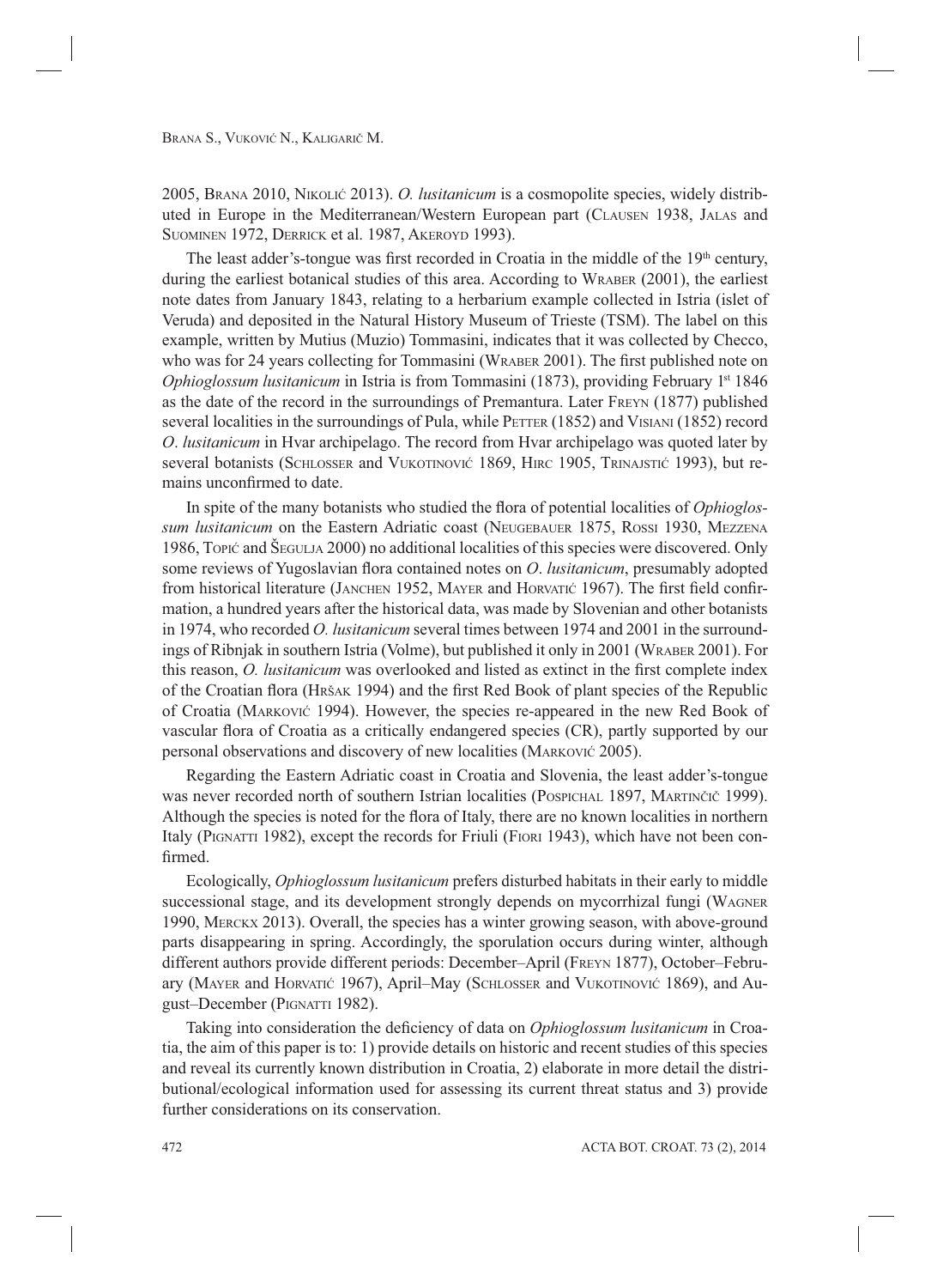2005, Brana 2010, Nikolić 2013). *O. lusitanicum* is a cosmopolite species, widely distributed in Europe in the Mediterranean/Western European part (Clausen 1938, Jalas and Suominen 1972, Derrick et al. 1987, Akeroyd 1993).

The least adder's-tongue was first recorded in Croatia in the middle of the 19th century, during the earliest botanical studies of this area. According to Wraber (2001), the earliest note dates from January 1843, relating to a herbarium example collected in Istria (islet of Veruda) and deposited in the Natural History Museum of Trieste (TSM). The label on this example, written by Mutius (Muzio) Tommasini, indicates that it was collected by Checco, who was for 24 years collecting for Tommasini (Wraber 2001). The first published note on *Ophioglossum lusitanicum* in Istria is from Tommasini (1873), providing February 1st 1846 as the date of the record in the surroundings of Premantura. Later Freyn (1877) published several localities in the surroundings of Pula, while Petter (1852) and Visiani (1852) record *O. lusitanicum* in Hvar archipelago. The record from Hvar archipelago was quoted later by several botanists (Schlosser and Vukotinović 1869, Hirc 1905, Trinajstić 1993), but remains unconfirmed to date.

In spite of the many botanists who studied the flora of potential localities of *Ophioglossum lusitanicum* on the Eastern Adriatic coast (Neugebauer 1875, Rossi 1930, Mezzena 1986, Topić and Šegulja 2000) no additional localities of this species were discovered. Only some reviews of Yugoslavian flora contained notes on *O. lusitanicum*, presumably adopted from historical literature (Janchen 1952, Mayer and Horvatić 1967). The first field confirmation, a hundred years after the historical data, was made by Slovenian and other botanists in 1974, who recorded *O. lusitanicum* several times between 1974 and 2001 in the surroundings of Ribnjak in southern Istria (Volme), but published it only in 2001 (Wraber 2001). For this reason, *O. lusitanicum* was overlooked and listed as extinct in the first complete index of the Croatian flora (Hršak 1994) and the first Red Book of plant species of the Republic of Croatia (Marković 1994). However, the species re-appeared in the new Red Book of vascular flora of Croatia as a critically endangered species (CR), partly supported by our personal observations and discovery of new localities (Marković 2005).

Regarding the Eastern Adriatic coast in Croatia and Slovenia, the least adder's-tongue was never recorded north of southern Istrian localities (Pospichal 1897, Martinčič 1999). Although the species is noted for the flora of Italy, there are no known localities in northern Italy (Pignatti 1982), except the records for Friuli (Fiori 1943), which have not been confirmed.

Ecologically, *Ophioglossum lusitanicum* prefers disturbed habitats in their early to middle successional stage, and its development strongly depends on mycorrhizal fungi (Wagner 1990, Merckx 2013). Overall, the species has a winter growing season, with above-ground parts disappearing in spring. Accordingly, the sporulation occurs during winter, although different authors provide different periods: December–April (Freyn 1877), October–February (Mayer and Horvatić 1967), April–May (Schlosser and Vukotinović 1869), and August–December (Pignatti 1982).

Taking into consideration the deficiency of data on *Ophioglossum lusitanicum* in Croatia, the aim of this paper is to: 1) provide details on historic and recent studies of this species and reveal its currently known distribution in Croatia, 2) elaborate in more detail the distributional/ecological information used for assessing its current threat status and 3) provide further considerations on its conservation.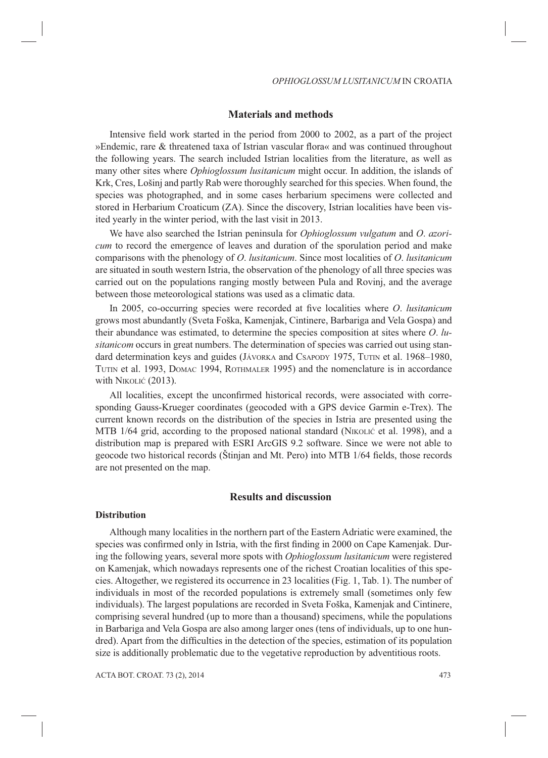## Materials and methods

Intensive field work started in the period from 2000 to 2002, as a part of the project »Endemic, rare & threatened taxa of Istrian vascular flora« and was continued throughout the following years. The search included Istrian localities from the literature, as well as many other sites where *Ophioglossum lusitanicum* might occur. In addition, the islands of Krk, Cres, Lošinj and partly Rab were thoroughly searched for this species. When found, the species was photographed, and in some cases herbarium specimens were collected and stored in Herbarium Croaticum (ZA). Since the discovery, Istrian localities have been visited yearly in the winter period, with the last visit in 2013.

We have also searched the Istrian peninsula for *Ophioglossum vulgatum* and *O. azoricum* to record the emergence of leaves and duration of the sporulation period and make comparisons with the phenology of *O. lusitanicum*. Since most localities of *O. lusitanicum* are situated in south western Istria, the observation of the phenology of all three species was carried out on the populations ranging mostly between Pula and Rovinj, and the average between those meteorological stations was used as a climatic data.

In 2005, co-occurring species were recorded at five localities where *O. lusitanicum* grows most abundantly (Sveta Foška, Kamenjak, Cintinere, Barbariga and Vela Gospa) and their abundance was estimated, to determine the species composition at sites where *O. lusitanicom* occurs in great numbers. The determination of species was carried out using standard determination keys and guides (Jávorka and Csapody 1975, Tutin et al. 1968–1980, Tutin et al. 1993, Domac 1994, Rothmaler 1995) and the nomenclature is in accordance with Nikolić (2013).

All localities, except the unconfirmed historical records, were associated with corresponding Gauss-Krueger coordinates (geocoded with a GPS device Garmin e-Trex). The current known records on the distribution of the species in Istria are presented using the MTB 1/64 grid, according to the proposed national standard (Nikolić et al. 1998), and a distribution map is prepared with ESRI ArcGIS 9.2 software. Since we were not able to geocode two historical records (Štinjan and Mt. Pero) into MTB 1/64 fields, those records are not presented on the map.

## Results and discussion

### Distribution

Although many localities in the northern part of the Eastern Adriatic were examined, the species was confirmed only in Istria, with the first finding in 2000 on Cape Kamenjak. During the following years, several more spots with *Ophioglossum lusitanicum* were registered on Kamenjak, which nowadays represents one of the richest Croatian localities of this species. Altogether, we registered its occurrence in 23 localities (Fig. 1, Tab. 1). The number of individuals in most of the recorded populations is extremely small (sometimes only few individuals). The largest populations are recorded in Sveta Foška, Kamenjak and Cintinere, comprising several hundred (up to more than a thousand) specimens, while the populations in Barbariga and Vela Gospa are also among larger ones (tens of individuals, up to one hundred). Apart from the difficulties in the detection of the species, estimation of its population size is additionally problematic due to the vegetative reproduction by adventitious roots.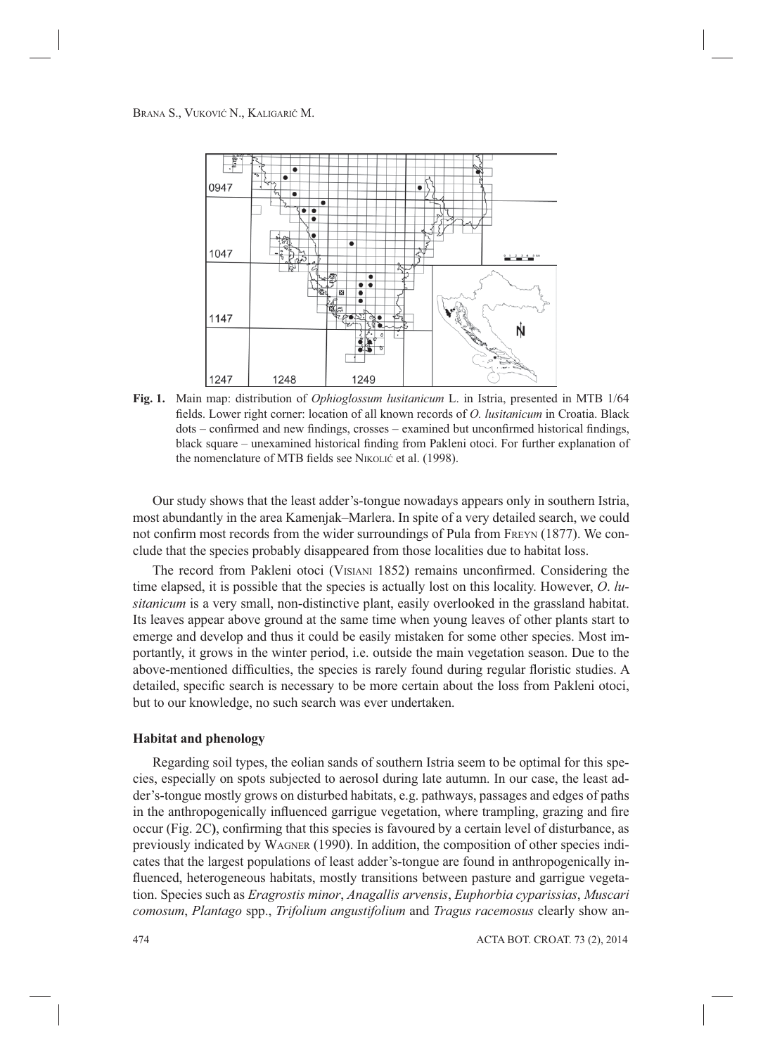**Fig. 1.** Main map: distribution of *Ophioglossum lusitanicum* L. in Istria, presented in MTB 1/64 fields. Lower right corner: location of all known records of *O. lusitanicum* in Croatia. Black dots – confirmed and new findings, crosses – examined but unconfirmed historical findings, black square – unexamined historical finding from Pakleni otoci. For further explanation of the nomenclature of MTB fields see Nikolić et al. (1998).

Our study shows that the least adder's-tongue nowadays appears only in southern Istria, most abundantly in the area Kamenjak–Marlera. In spite of a very detailed search, we could not confirm most records from the wider surroundings of Pula from Freyn (1877). We conclude that the species probably disappeared from those localities due to habitat loss.

The record from Pakleni otoci (Visiani 1852) remains unconfirmed. Considering the time elapsed, it is possible that the species is actually lost on this locality. However, *O. lusitanicum* is a very small, non-distinctive plant, easily overlooked in the grassland habitat. Its leaves appear above ground at the same time when young leaves of other plants start to emerge and develop and thus it could be easily mistaken for some other species. Most importantly, it grows in the winter period, i.e. outside the main vegetation season. Due to the above-mentioned difficulties, the species is rarely found during regular floristic studies. A detailed, specific search is necessary to be more certain about the loss from Pakleni otoci, but to our knowledge, no such search was ever undertaken.

### Habitat and phenology

Regarding soil types, the eolian sands of southern Istria seem to be optimal for this species, especially on spots subjected to aerosol during late autumn. In our case, the least adder's-tongue mostly grows on disturbed habitats, e.g. pathways, passages and edges of paths in the anthropogenically influenced garrigue vegetation, where trampling, grazing and fire occur (Fig. 2C), confirming that this species is favoured by a certain level of disturbance, as previously indicated by Wagner (1990). In addition, the composition of other species indicates that the largest populations of least adder's-tongue are found in anthropogenically influenced, heterogeneous habitats, mostly transitions between pasture and garrigue vegetation. Species such as *Eragrostis minor*, *Anagallis arvensis*, *Euphorbia cyparissias*, *Muscari comosum*, *Plantago* spp., *Trifolium angustifolium* and *Tragus racemosus* clearly show an-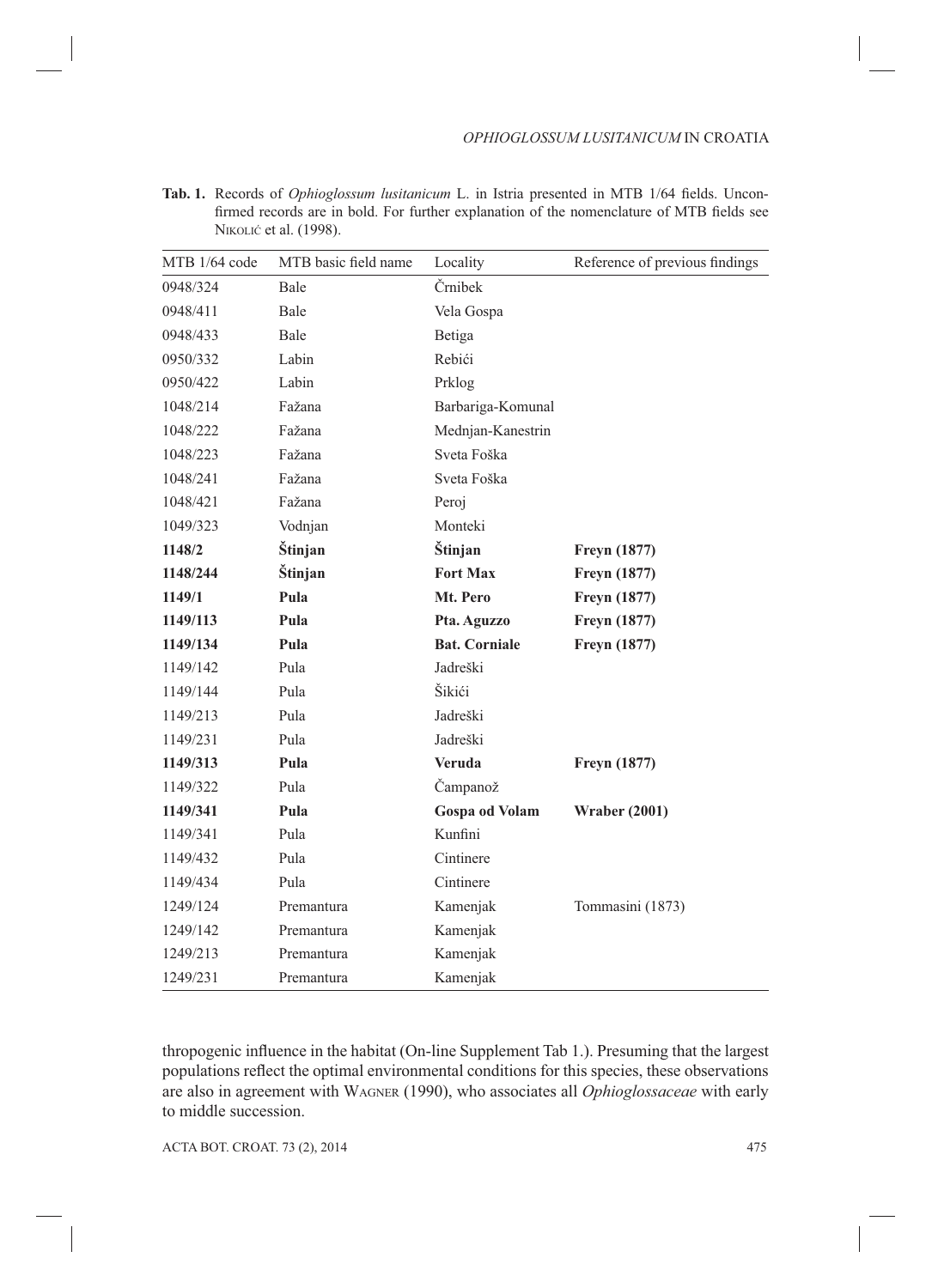**Tab. 1.** Records of *Ophioglossum lusitanicum* L. in Istria presented in MTB 1/64 fields. Unconfirmed records are in bold. For further explanation of the nomenclature of MTB fields see Nikolić et al. (1998).

| MTB 1/64 code | MTB basic field name | Locality | Reference of previous findings |
|---|---|---|---|
| 0948/324 | Bale | Črnibek | |
| 0948/411 | Bale | Vela Gospa | |
| 0948/433 | Bale | Betiga | |
| 0950/332 | Labin | Rebići | |
| 0950/422 | Labin | Prklog | |
| 1048/214 | Fažana | Barbariga-Komunal | |
| 1048/222 | Fažana | Mednjan-Kanestrin | |
| 1048/223 | Fažana | Sveta Foška | |
| 1048/241 | Fažana | Sveta Foška | |
| 1048/421 | Fažana | Peroj | |
| 1049/323 | Vodnjan | Monteki | |
| **1148/2** | **Štinjan** | **Štinjan** | **Freyn (1877)** |
| **1148/244** | **Štinjan** | **Fort Max** | **Freyn (1877)** |
| **1149/1** | **Pula** | **Mt. Pero** | **Freyn (1877)** |
| **1149/113** | **Pula** | **Pta. Aguzzo** | **Freyn (1877)** |
| **1149/134** | **Pula** | **Bat. Corniale** | **Freyn (1877)** |
| 1149/142 | Pula | Jadreški | |
| 1149/144 | Pula | Šikići | |
| 1149/213 | Pula | Jadreški | |
| 1149/231 | Pula | Jadreški | |
| **1149/313** | **Pula** | **Veruda** | **Freyn (1877)** |
| 1149/322 | Pula | Čampanož | |
| **1149/341** | **Pula** | **Gospa od Volam** | **Wraber (2001)** |
| 1149/341 | Pula | Kunfini | |
| 1149/432 | Pula | Cintinere | |
| 1149/434 | Pula | Cintinere | |
| 1249/124 | Premantura | Kamenjak | Tommasini (1873) |
| 1249/142 | Premantura | Kamenjak | |
| 1249/213 | Premantura | Kamenjak | |
| 1249/231 | Premantura | Kamenjak | |

thropogenic influence in the habitat (On-line Supplement Tab 1.). Presuming that the largest populations reflect the optimal environmental conditions for this species, these observations are also in agreement with Wagner (1990), who associates all *Ophioglossaceae* with early to middle succession.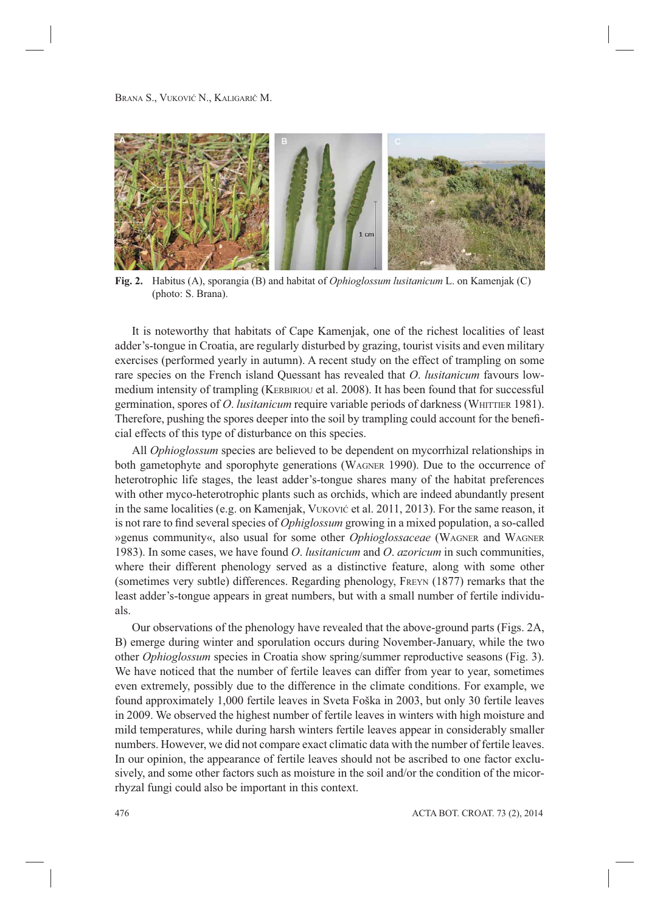**Fig. 2.** Habitus (A), sporangia (B) and habitat of *Ophioglossum lusitanicum* L. on Kamenjak (C) (photo: S. Brana).

It is noteworthy that habitats of Cape Kamenjak, one of the richest localities of least adder's-tongue in Croatia, are regularly disturbed by grazing, tourist visits and even military exercises (performed yearly in autumn). A recent study on the effect of trampling on some rare species on the French island Quessant has revealed that *O. lusitanicum* favours low-medium intensity of trampling (Kerbiriou et al. 2008). It has been found that for successful germination, spores of *O. lusitanicum* require variable periods of darkness (Whittier 1981). Therefore, pushing the spores deeper into the soil by trampling could account for the beneficial effects of this type of disturbance on this species.

All *Ophioglossum* species are believed to be dependent on mycorrhizal relationships in both gametophyte and sporophyte generations (Wagner 1990). Due to the occurrence of heterotrophic life stages, the least adder's-tongue shares many of the habitat preferences with other myco-heterotrophic plants such as orchids, which are indeed abundantly present in the same localities (e.g. on Kamenjak, Vuković et al. 2011, 2013). For the same reason, it is not rare to find several species of *Ophiglossum* growing in a mixed population, a so-called »genus community«, also usual for some other *Ophioglossaceae* (Wagner and Wagner 1983). In some cases, we have found *O. lusitanicum* and *O. azoricum* in such communities, where their different phenology served as a distinctive feature, along with some other (sometimes very subtle) differences. Regarding phenology, Freyn (1877) remarks that the least adder's-tongue appears in great numbers, but with a small number of fertile individuals.

Our observations of the phenology have revealed that the above-ground parts (Figs. 2A, B) emerge during winter and sporulation occurs during November-January, while the two other *Ophioglossum* species in Croatia show spring/summer reproductive seasons (Fig. 3). We have noticed that the number of fertile leaves can differ from year to year, sometimes even extremely, possibly due to the difference in the climate conditions. For example, we found approximately 1,000 fertile leaves in Sveta Foška in 2003, but only 30 fertile leaves in 2009. We observed the highest number of fertile leaves in winters with high moisture and mild temperatures, while during harsh winters fertile leaves appear in considerably smaller numbers. However, we did not compare exact climatic data with the number of fertile leaves. In our opinion, the appearance of fertile leaves should not be ascribed to one factor exclusively, and some other factors such as moisture in the soil and/or the condition of the micorrhyzal fungi could also be important in this context.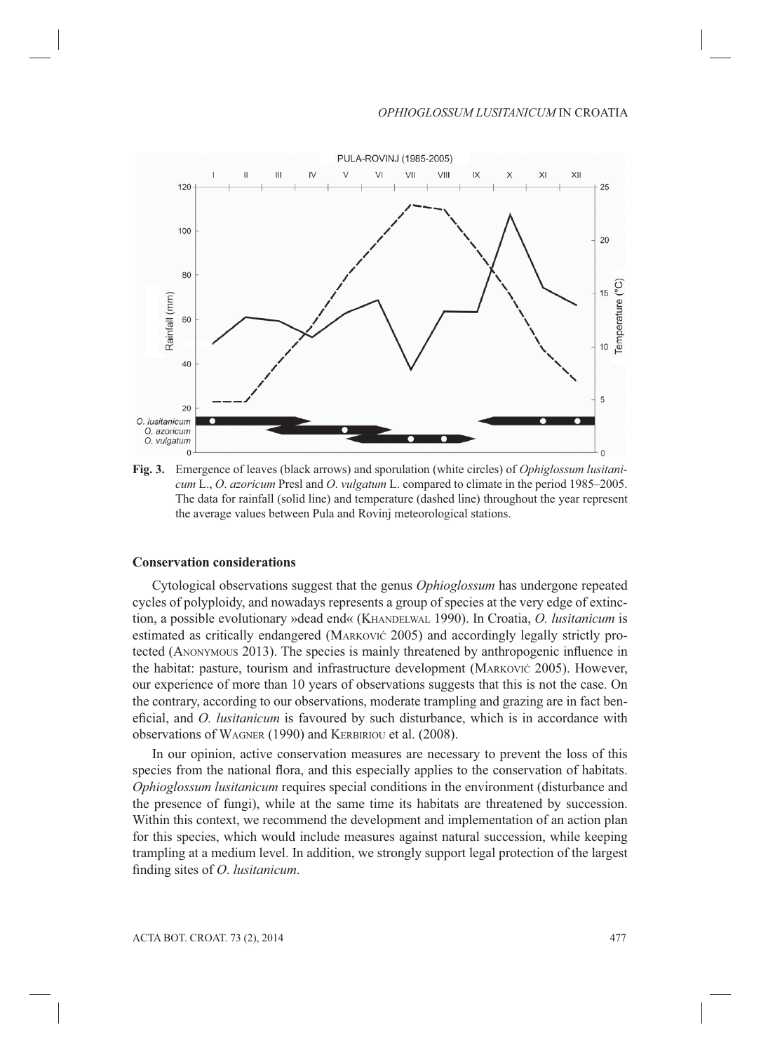**Fig. 3.** Emergence of leaves (black arrows) and sporulation (white circles) of *Ophiglossum lusitanicum* L., *O. azoricum* Presl and *O. vulgatum* L. compared to climate in the period 1985–2005. The data for rainfall (solid line) and temperature (dashed line) throughout the year represent the average values between Pula and Rovinj meteorological stations.

## Conservation considerations

Cytological observations suggest that the genus *Ophioglossum* has undergone repeated cycles of polyploidy, and nowadays represents a group of species at the very edge of extinction, a possible evolutionary »dead end« (Khandelwal 1990). In Croatia, *O. lusitanicum* is estimated as critically endangered (Marković 2005) and accordingly legally strictly protected (Anonymous 2013). The species is mainly threatened by anthropogenic influence in the habitat: pasture, tourism and infrastructure development (Marković 2005). However, our experience of more than 10 years of observations suggests that this is not the case. On the contrary, according to our observations, moderate trampling and grazing are in fact beneficial, and *O. lusitanicum* is favoured by such disturbance, which is in accordance with observations of Wagner (1990) and Kerbiriou et al. (2008).

In our opinion, active conservation measures are necessary to prevent the loss of this species from the national flora, and this especially applies to the conservation of habitats. *Ophioglossum lusitanicum* requires special conditions in the environment (disturbance and the presence of fungi), while at the same time its habitats are threatened by succession. Within this context, we recommend the development and implementation of an action plan for this species, which would include measures against natural succession, while keeping trampling at a medium level. In addition, we strongly support legal protection of the largest finding sites of *O. lusitanicum*.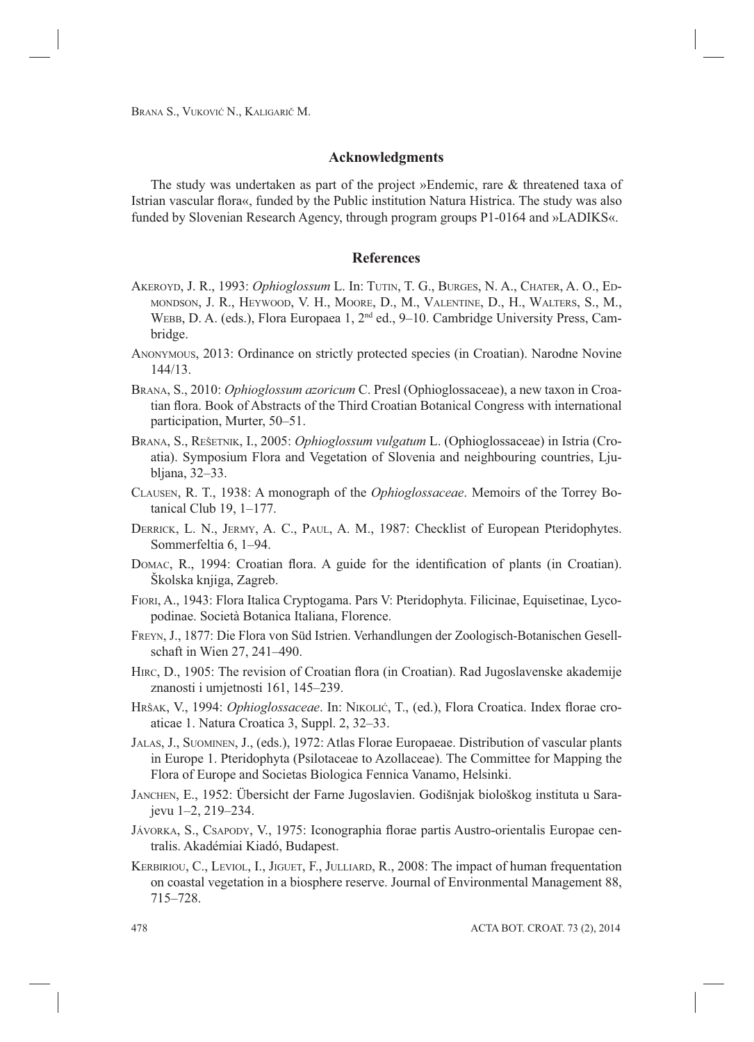## Acknowledgments

The study was undertaken as part of the project »Endemic, rare & threatened taxa of Istrian vascular flora«, funded by the Public institution Natura Histrica. The study was also funded by Slovenian Research Agency, through program groups P1-0164 and »LADIKS«.

## References

Akeroyd, J. R., 1993: *Ophioglossum* L. In: Tutin, T. G., Burges, N. A., Chater, A. O., Edmondson, J. R., Heywood, V. H., Moore, D., M., Valentine, D., H., Walters, S., M., Webb, D. A. (eds.), Flora Europaea 1, 2nd ed., 9–10. Cambridge University Press, Cambridge.

Anonymous, 2013: Ordinance on strictly protected species (in Croatian). Narodne Novine 144/13.

Brana, S., 2010: *Ophioglossum azoricum* C. Presl (Ophioglossaceae), a new taxon in Croatian flora. Book of Abstracts of the Third Croatian Botanical Congress with international participation, Murter, 50–51.

Brana, S., Rešetnik, I., 2005: *Ophioglossum vulgatum* L. (Ophioglossaceae) in Istria (Croatia). Symposium Flora and Vegetation of Slovenia and neighbouring countries, Ljubljana, 32–33.

Clausen, R. T., 1938: A monograph of the *Ophioglossaceae*. Memoirs of the Torrey Botanical Club 19, 1–177.

Derrick, L. N., Jermy, A. C., Paul, A. M., 1987: Checklist of European Pteridophytes. Sommerfeltia 6, 1–94.

Domac, R., 1994: Croatian flora. A guide for the identification of plants (in Croatian). Školska knjiga, Zagreb.

Fiori, A., 1943: Flora Italica Cryptogama. Pars V: Pteridophyta. Filicinae, Equisetinae, Lycopodinae. Società Botanica Italiana, Florence.

Freyn, J., 1877: Die Flora von Süd Istrien. Verhandlungen der Zoologisch-Botanischen Gesellschaft in Wien 27, 241–490.

Hirc, D., 1905: The revision of Croatian flora (in Croatian). Rad Jugoslavenske akademije znanosti i umjetnosti 161, 145–239.

Hršak, V., 1994: *Ophioglossaceae*. In: Nikolić, T., (ed.), Flora Croatica. Index florae croaticae 1. Natura Croatica 3, Suppl. 2, 32–33.

Jalas, J., Suominen, J., (eds.), 1972: Atlas Florae Europaeae. Distribution of vascular plants in Europe 1. Pteridophyta (Psilotaceae to Azollaceae). The Committee for Mapping the Flora of Europe and Societas Biologica Fennica Vanamo, Helsinki.

Janchen, E., 1952: Übersicht der Farne Jugoslavien. Godišnjak biološkog instituta u Sarajevu 1–2, 219–234.

Jávorka, S., Csapody, V., 1975: Iconographia florae partis Austro-orientalis Europae centralis. Akadémiai Kiadó, Budapest.

Kerbiriou, C., Leviol, I., Jiguet, F., Julliard, R., 2008: The impact of human frequentation on coastal vegetation in a biosphere reserve. Journal of Environmental Management 88, 715–728.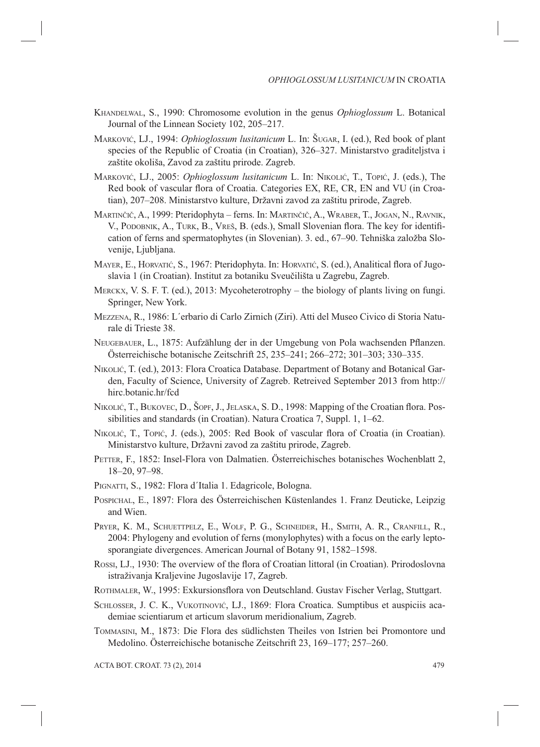Khandelwal, S., 1990: Chromosome evolution in the genus *Ophioglossum* L. Botanical Journal of the Linnean Society 102, 205–217.

Marković, Lj., 1994: *Ophioglossum lusitanicum* L. In: Šugar, I. (ed.), Red book of plant species of the Republic of Croatia (in Croatian), 326–327. Ministarstvo graditeljstva i zaštite okoliša, Zavod za zaštitu prirode. Zagreb.

Marković, Lj., 2005: *Ophioglossum lusitanicum* L. In: Nikolić, T., Topić, J. (eds.), The Red book of vascular flora of Croatia. Categories EX, RE, CR, EN and VU (in Croatian), 207–208. Ministarstvo kulture, Državni zavod za zaštitu prirode, Zagreb.

Martinčič, A., 1999: Pteridophyta – ferns. In: Martinčič, A., Wraber, T., Jogan, N., Ravnik, V., Podobnik, A., Turk, B., Vreš, B. (eds.), Small Slovenian flora. The key for identification of ferns and spermatophytes (in Slovenian). 3. ed., 67–90. Tehniška založba Slovenije, Ljubljana.

Mayer, E., Horvatić, S., 1967: Pteridophyta. In: Horvatić, S. (ed.), Analitical flora of Jugoslavia 1 (in Croatian). Institut za botaniku Sveučilišta u Zagrebu, Zagreb.

Merckx, V. S. F. T. (ed.), 2013: Mycoheterotrophy – the biology of plants living on fungi. Springer, New York.

Mezzena, R., 1986: L´erbario di Carlo Zirnich (Ziri). Atti del Museo Civico di Storia Naturale di Trieste 38.

Neugebauer, L., 1875: Aufzählung der in der Umgebung von Pola wachsenden Pflanzen. Österreichische botanische Zeitschrift 25, 235–241; 266–272; 301–303; 330–335.

Nikolić, T. (ed.), 2013: Flora Croatica Database. Department of Botany and Botanical Garden, Faculty of Science, University of Zagreb. Retreived September 2013 from http://hirc.botanic.hr/fcd

Nikolić, T., Bukovec, D., Šopf, J., Jelaska, S. D., 1998: Mapping of the Croatian flora. Possibilities and standards (in Croatian). Natura Croatica 7, Suppl. 1, 1–62.

Nikolić, T., Topić, J. (eds.), 2005: Red Book of vascular flora of Croatia (in Croatian). Ministarstvo kulture, Državni zavod za zaštitu prirode, Zagreb.

Petter, F., 1852: Insel-Flora von Dalmatien. Österreichisches botanisches Wochenblatt 2, 18–20, 97–98.

Pignatti, S., 1982: Flora d´Italia 1. Edagricole, Bologna.

Pospichal, E., 1897: Flora des Österreichischen Küstenlandes 1. Franz Deuticke, Leipzig and Wien.

Pryer, K. M., Schuettpelz, E., Wolf, P. G., Schneider, H., Smith, A. R., Cranfill, R., 2004: Phylogeny and evolution of ferns (monylophytes) with a focus on the early leptosporangiate divergences. American Journal of Botany 91, 1582–1598.

Rossi, Lj., 1930: The overview of the flora of Croatian littoral (in Croatian). Prirodoslovna istraživanja Kraljevine Jugoslavije 17, Zagreb.

Rothmaler, W., 1995: Exkursionsflora von Deutschland. Gustav Fischer Verlag, Stuttgart.

Schlosser, J. C. K., Vukotinović, Lj., 1869: Flora Croatica. Sumptibus et auspiciis academiae scientiarum et articum slavorum meridionalium, Zagreb.

Tommasini, M., 1873: Die Flora des südlichsten Theiles von Istrien bei Promontore und Medolino. Österreichische botanische Zeitschrift 23, 169–177; 257–260.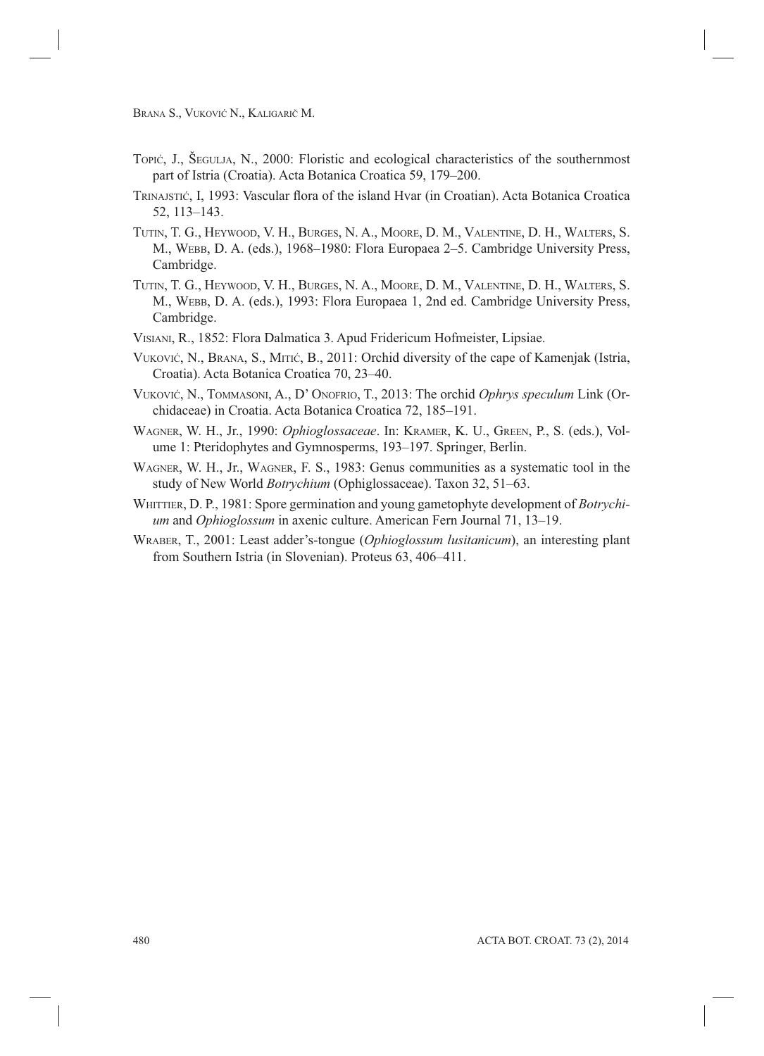Topić, J., Šegulja, N., 2000: Floristic and ecological characteristics of the southernmost part of Istria (Croatia). Acta Botanica Croatica 59, 179–200.

Trinajstić, I, 1993: Vascular flora of the island Hvar (in Croatian). Acta Botanica Croatica 52, 113–143.

Tutin, T. G., Heywood, V. H., Burges, N. A., Moore, D. M., Valentine, D. H., Walters, S. M., Webb, D. A. (eds.), 1968–1980: Flora Europaea 2–5. Cambridge University Press, Cambridge.

Tutin, T. G., Heywood, V. H., Burges, N. A., Moore, D. M., Valentine, D. H., Walters, S. M., Webb, D. A. (eds.), 1993: Flora Europaea 1, 2nd ed. Cambridge University Press, Cambridge.

Visiani, R., 1852: Flora Dalmatica 3. Apud Fridericum Hofmeister, Lipsiae.

Vuković, N., Brana, S., Mitić, B., 2011: Orchid diversity of the cape of Kamenjak (Istria, Croatia). Acta Botanica Croatica 70, 23–40.

Vuković, N., Tommasoni, A., D' Onofrio, T., 2013: The orchid *Ophrys speculum* Link (Orchidaceae) in Croatia. Acta Botanica Croatica 72, 185–191.

Wagner, W. H., Jr., 1990: *Ophioglossaceae*. In: Kramer, K. U., Green, P., S. (eds.), Volume 1: Pteridophytes and Gymnosperms, 193–197. Springer, Berlin.

Wagner, W. H., Jr., Wagner, F. S., 1983: Genus communities as a systematic tool in the study of New World *Botrychium* (Ophiglossaceae). Taxon 32, 51–63.

Whittier, D. P., 1981: Spore germination and young gametophyte development of *Botrychium* and *Ophioglossum* in axenic culture. American Fern Journal 71, 13–19.

Wraber, T., 2001: Least adder's-tongue (*Ophioglossum lusitanicum*), an interesting plant from Southern Istria (in Slovenian). Proteus 63, 406–411.